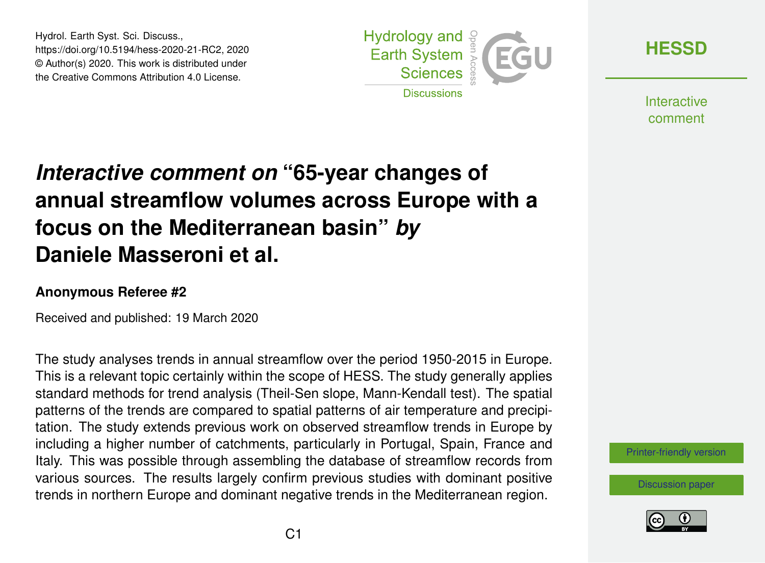Hydrol. Earth Syst. Sci. Discuss.,
https://doi.org/10.5194/hess-2020-21-RC2, 2020
© Author(s) 2020. This work is distributed under
the Creative Commons Attribution 4.0 License.

# *Interactive comment on* "65-year changes of annual streamflow volumes across Europe with a focus on the Mediterranean basin" *by* Daniele Masseroni et al.

### Anonymous Referee #2

Received and published: 19 March 2020

The study analyses trends in annual streamflow over the period 1950-2015 in Europe. This is a relevant topic certainly within the scope of HESS. The study generally applies standard methods for trend analysis (Theil-Sen slope, Mann-Kendall test). The spatial patterns of the trends are compared to spatial patterns of air temperature and precipitation. The study extends previous work on observed streamflow trends in Europe by including a higher number of catchments, particularly in Portugal, Spain, France and Italy. This was possible through assembling the database of streamflow records from various sources. The results largely confirm previous studies with dominant positive trends in northern Europe and dominant negative trends in the Mediterranean region.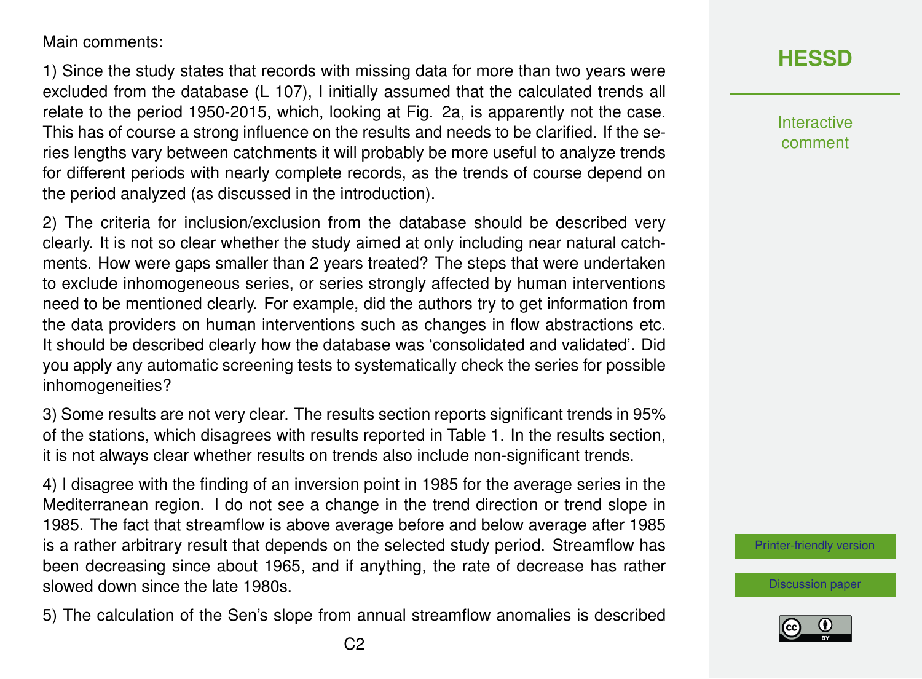Main comments:

1) Since the study states that records with missing data for more than two years were excluded from the database (L 107), I initially assumed that the calculated trends all relate to the period 1950-2015, which, looking at Fig. 2a, is apparently not the case. This has of course a strong influence on the results and needs to be clarified. If the series lengths vary between catchments it will probably be more useful to analyze trends for different periods with nearly complete records, as the trends of course depend on the period analyzed (as discussed in the introduction).

2) The criteria for inclusion/exclusion from the database should be described very clearly. It is not so clear whether the study aimed at only including near natural catchments. How were gaps smaller than 2 years treated? The steps that were undertaken to exclude inhomogeneous series, or series strongly affected by human interventions need to be mentioned clearly. For example, did the authors try to get information from the data providers on human interventions such as changes in flow abstractions etc. It should be described clearly how the database was 'consolidated and validated'. Did you apply any automatic screening tests to systematically check the series for possible inhomogeneities?

3) Some results are not very clear. The results section reports significant trends in 95% of the stations, which disagrees with results reported in Table 1. In the results section, it is not always clear whether results on trends also include non-significant trends.

4) I disagree with the finding of an inversion point in 1985 for the average series in the Mediterranean region. I do not see a change in the trend direction or trend slope in 1985. The fact that streamflow is above average before and below average after 1985 is a rather arbitrary result that depends on the selected study period. Streamflow has been decreasing since about 1965, and if anything, the rate of decrease has rather slowed down since the late 1980s.

5) The calculation of the Sen's slope from annual streamflow anomalies is described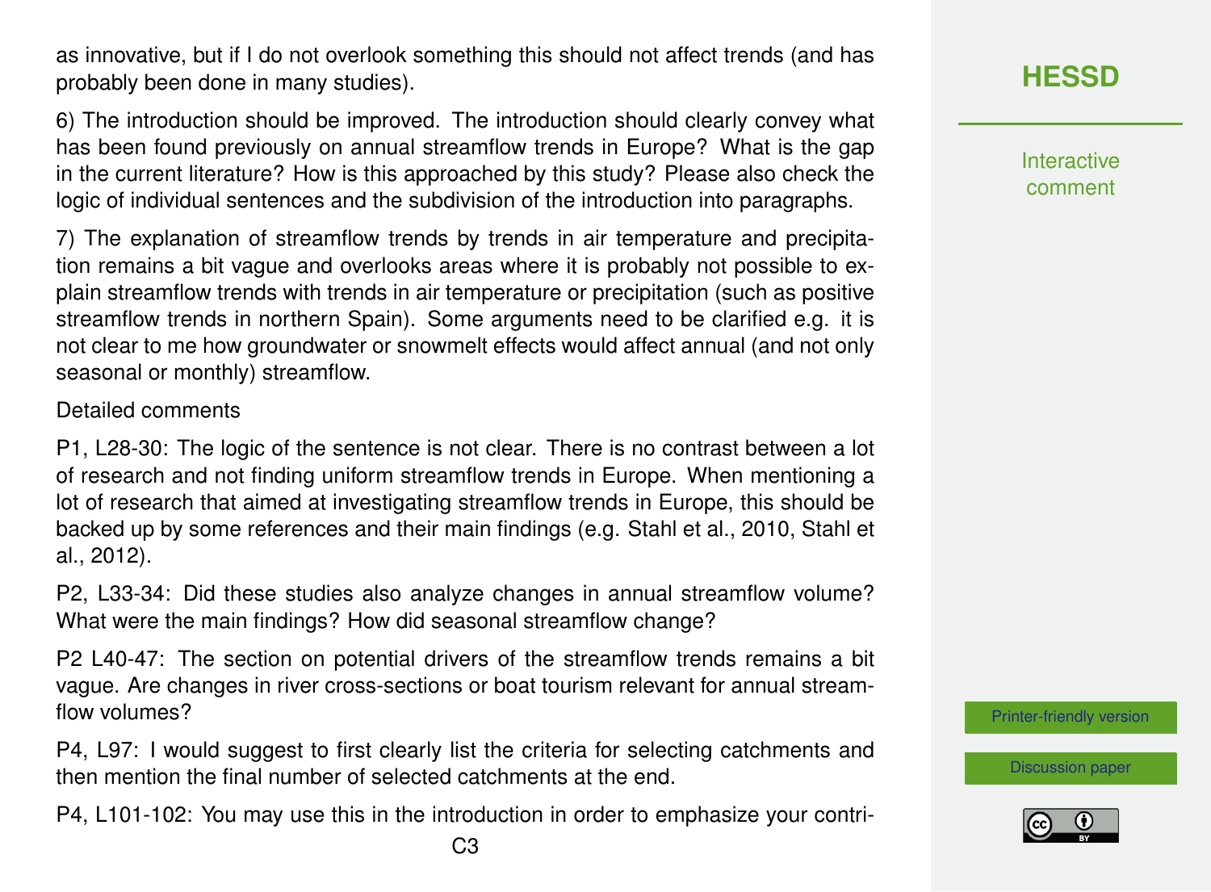as innovative, but if I do not overlook something this should not affect trends (and has probably been done in many studies).

6) The introduction should be improved. The introduction should clearly convey what has been found previously on annual streamflow trends in Europe? What is the gap in the current literature? How is this approached by this study? Please also check the logic of individual sentences and the subdivision of the introduction into paragraphs.

7) The explanation of streamflow trends by trends in air temperature and precipitation remains a bit vague and overlooks areas where it is probably not possible to explain streamflow trends with trends in air temperature or precipitation (such as positive streamflow trends in northern Spain). Some arguments need to be clarified e.g. it is not clear to me how groundwater or snowmelt effects would affect annual (and not only seasonal or monthly) streamflow.

Detailed comments

P1, L28-30: The logic of the sentence is not clear. There is no contrast between a lot of research and not finding uniform streamflow trends in Europe. When mentioning a lot of research that aimed at investigating streamflow trends in Europe, this should be backed up by some references and their main findings (e.g. Stahl et al., 2010, Stahl et al., 2012).

P2, L33-34: Did these studies also analyze changes in annual streamflow volume? What were the main findings? How did seasonal streamflow change?

P2 L40-47: The section on potential drivers of the streamflow trends remains a bit vague. Are changes in river cross-sections or boat tourism relevant for annual streamflow volumes?

P4, L97: I would suggest to first clearly list the criteria for selecting catchments and then mention the final number of selected catchments at the end.

P4, L101-102: You may use this in the introduction in order to emphasize your contri-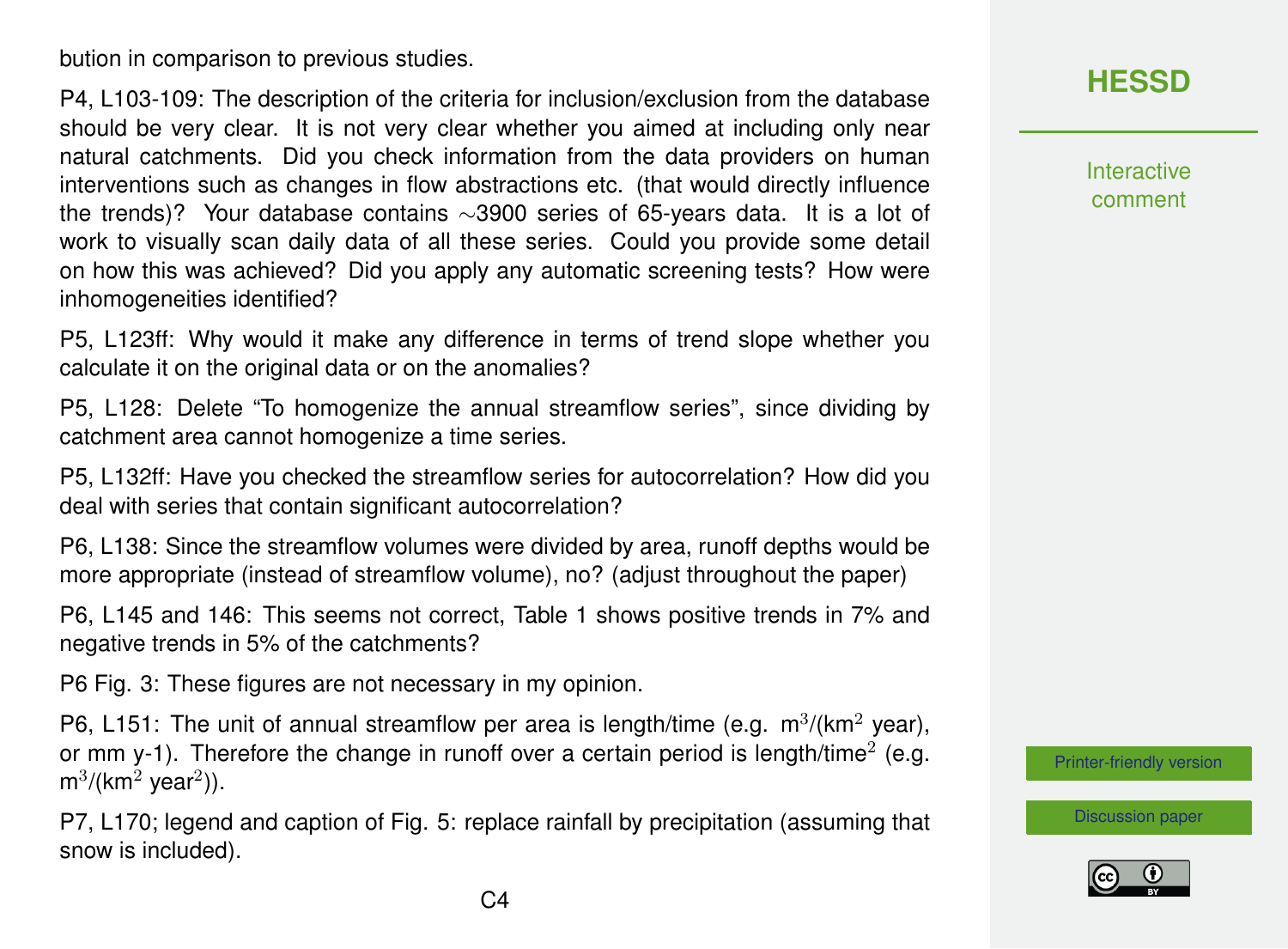bution in comparison to previous studies.

P4, L103-109: The description of the criteria for inclusion/exclusion from the database should be very clear. It is not very clear whether you aimed at including only near natural catchments. Did you check information from the data providers on human interventions such as changes in flow abstractions etc. (that would directly influence the trends)? Your database contains ∼3900 series of 65-years data. It is a lot of work to visually scan daily data of all these series. Could you provide some detail on how this was achieved? Did you apply any automatic screening tests? How were inhomogeneities identified?

P5, L123ff: Why would it make any difference in terms of trend slope whether you calculate it on the original data or on the anomalies?

P5, L128: Delete "To homogenize the annual streamflow series", since dividing by catchment area cannot homogenize a time series.

P5, L132ff: Have you checked the streamflow series for autocorrelation? How did you deal with series that contain significant autocorrelation?

P6, L138: Since the streamflow volumes were divided by area, runoff depths would be more appropriate (instead of streamflow volume), no? (adjust throughout the paper)

P6, L145 and 146: This seems not correct, Table 1 shows positive trends in 7% and negative trends in 5% of the catchments?

P6 Fig. 3: These figures are not necessary in my opinion.

P6, L151: The unit of annual streamflow per area is length/time (e.g. $m^3/(km^2$ year), or mm y-1). Therefore the change in runoff over a certain period is length/time$^2$ (e.g. $m^3/(km^2$ year$^2$)).

P7, L170; legend and caption of Fig. 5: replace rainfall by precipitation (assuming that snow is included).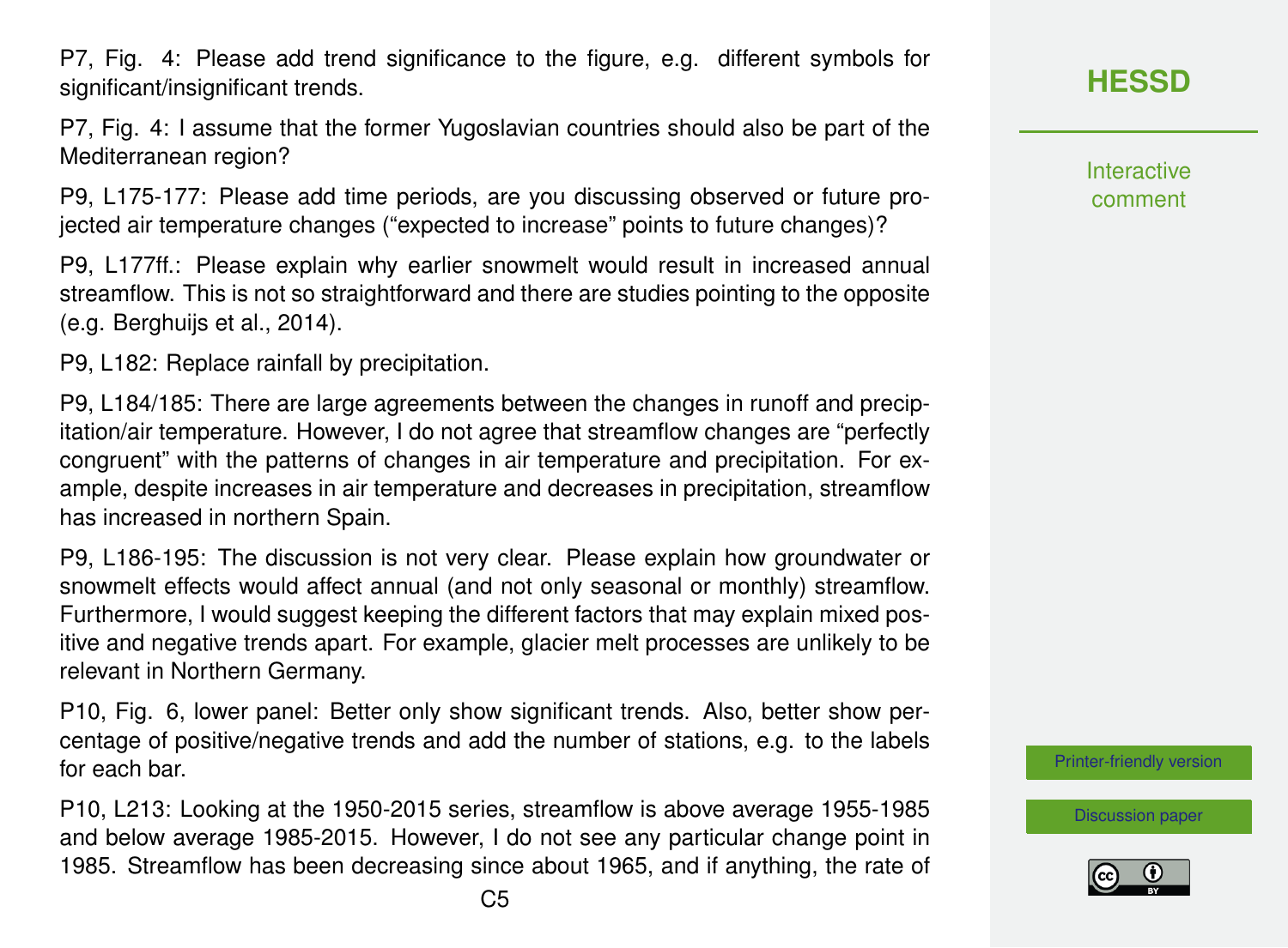P7, Fig. 4: Please add trend significance to the figure, e.g. different symbols for significant/insignificant trends.

P7, Fig. 4: I assume that the former Yugoslavian countries should also be part of the Mediterranean region?

P9, L175-177: Please add time periods, are you discussing observed or future projected air temperature changes ("expected to increase" points to future changes)?

P9, L177ff.: Please explain why earlier snowmelt would result in increased annual streamflow. This is not so straightforward and there are studies pointing to the opposite (e.g. Berghuijs et al., 2014).

P9, L182: Replace rainfall by precipitation.

P9, L184/185: There are large agreements between the changes in runoff and precipitation/air temperature. However, I do not agree that streamflow changes are "perfectly congruent" with the patterns of changes in air temperature and precipitation. For example, despite increases in air temperature and decreases in precipitation, streamflow has increased in northern Spain.

P9, L186-195: The discussion is not very clear. Please explain how groundwater or snowmelt effects would affect annual (and not only seasonal or monthly) streamflow. Furthermore, I would suggest keeping the different factors that may explain mixed positive and negative trends apart. For example, glacier melt processes are unlikely to be relevant in Northern Germany.

P10, Fig. 6, lower panel: Better only show significant trends. Also, better show percentage of positive/negative trends and add the number of stations, e.g. to the labels for each bar.

P10, L213: Looking at the 1950-2015 series, streamflow is above average 1955-1985 and below average 1985-2015. However, I do not see any particular change point in 1985. Streamflow has been decreasing since about 1965, and if anything, the rate of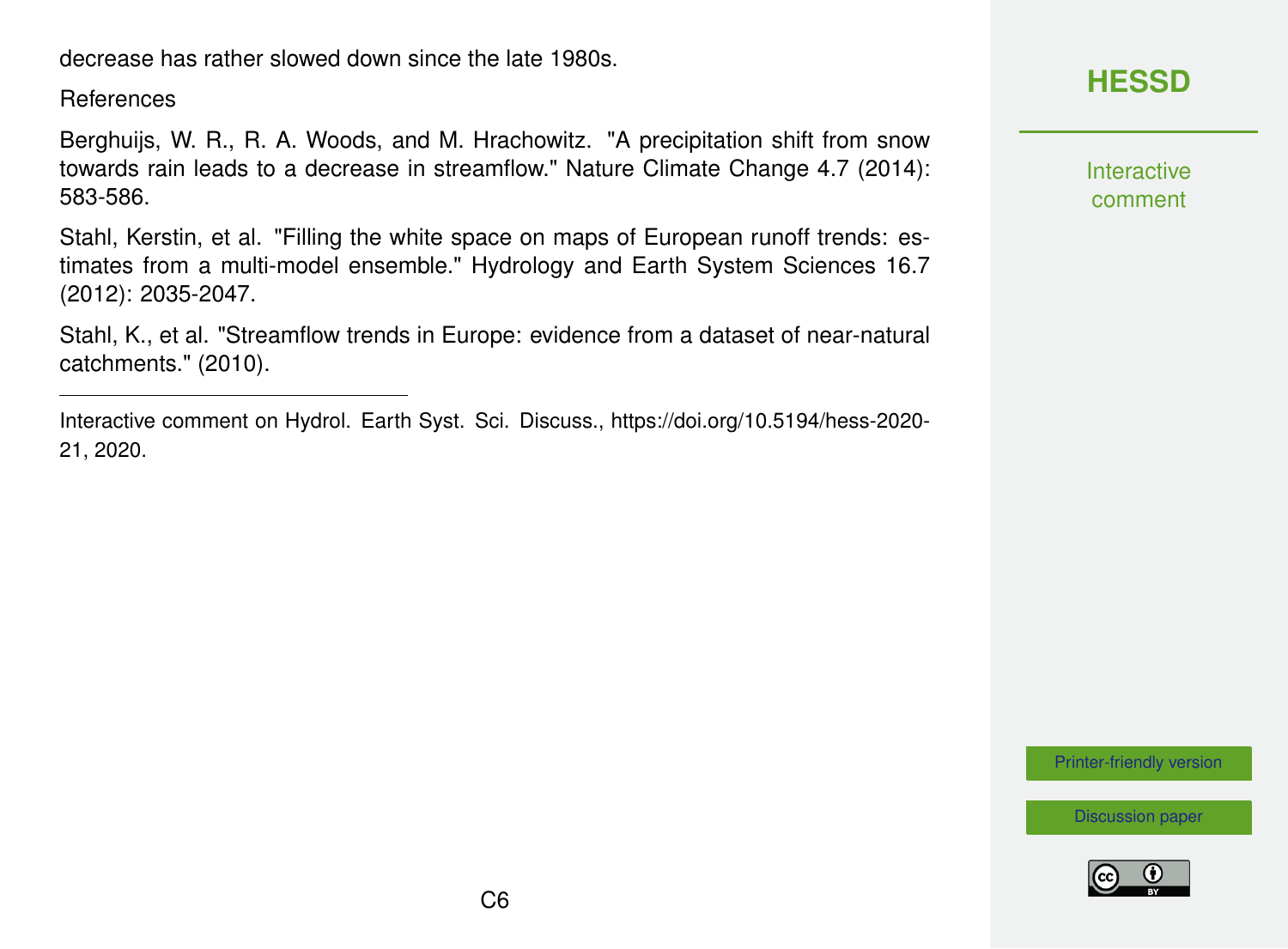decrease has rather slowed down since the late 1980s.

References

Berghuijs, W. R., R. A. Woods, and M. Hrachowitz. "A precipitation shift from snow towards rain leads to a decrease in streamflow." Nature Climate Change 4.7 (2014): 583-586.

Stahl, Kerstin, et al. "Filling the white space on maps of European runoff trends: estimates from a multi-model ensemble." Hydrology and Earth System Sciences 16.7 (2012): 2035-2047.

Stahl, K., et al. "Streamflow trends in Europe: evidence from a dataset of near-natural catchments." (2010).

---

Interactive comment on Hydrol. Earth Syst. Sci. Discuss., https://doi.org/10.5194/hess-2020-21, 2020.